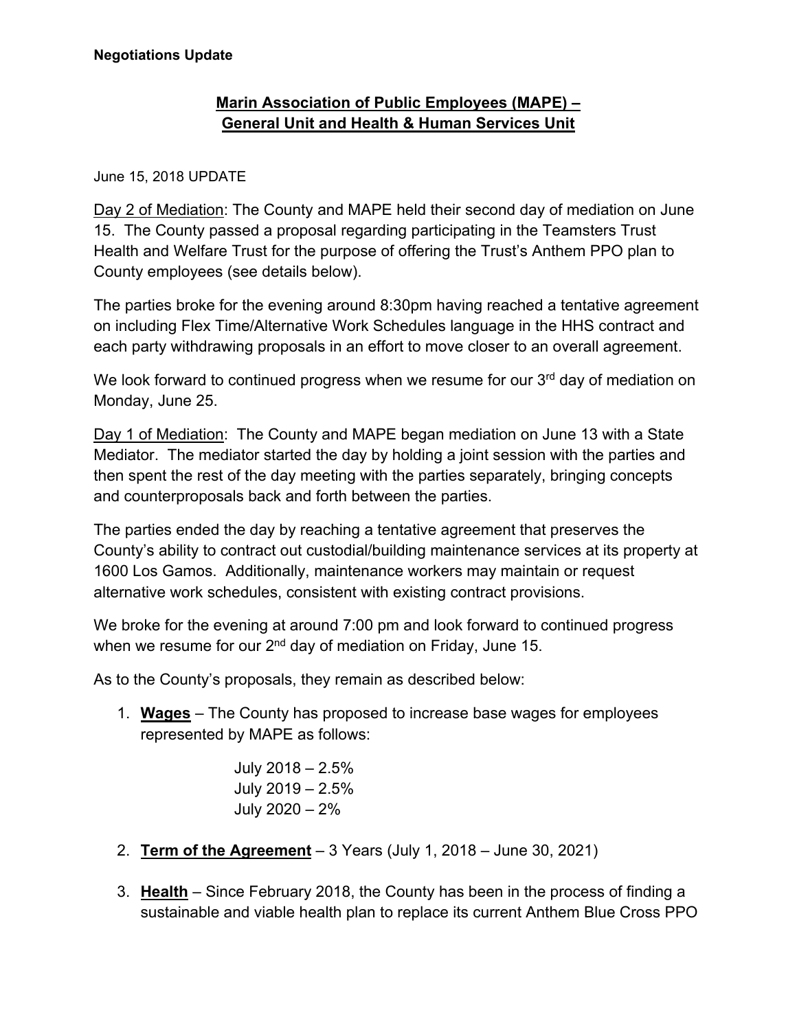**Negotiations Update**

## Marin Association of Public Employees (MAPE) – General Unit and Health & Human Services Unit

June 15, 2018 UPDATE

Day 2 of Mediation: The County and MAPE held their second day of mediation on June 15. The County passed a proposal regarding participating in the Teamsters Trust Health and Welfare Trust for the purpose of offering the Trust's Anthem PPO plan to County employees (see details below).

The parties broke for the evening around 8:30pm having reached a tentative agreement on including Flex Time/Alternative Work Schedules language in the HHS contract and each party withdrawing proposals in an effort to move closer to an overall agreement.

We look forward to continued progress when we resume for our 3rd day of mediation on Monday, June 25.

Day 1 of Mediation: The County and MAPE began mediation on June 13 with a State Mediator. The mediator started the day by holding a joint session with the parties and then spent the rest of the day meeting with the parties separately, bringing concepts and counterproposals back and forth between the parties.

The parties ended the day by reaching a tentative agreement that preserves the County's ability to contract out custodial/building maintenance services at its property at 1600 Los Gamos. Additionally, maintenance workers may maintain or request alternative work schedules, consistent with existing contract provisions.

We broke for the evening at around 7:00 pm and look forward to continued progress when we resume for our 2nd day of mediation on Friday, June 15.

As to the County's proposals, they remain as described below:

1. **Wages** – The County has proposed to increase base wages for employees represented by MAPE as follows:

   July 2018 – 2.5%
   July 2019 – 2.5%
   July 2020 – 2%

2. **Term of the Agreement** – 3 Years (July 1, 2018 – June 30, 2021)

3. **Health** – Since February 2018, the County has been in the process of finding a sustainable and viable health plan to replace its current Anthem Blue Cross PPO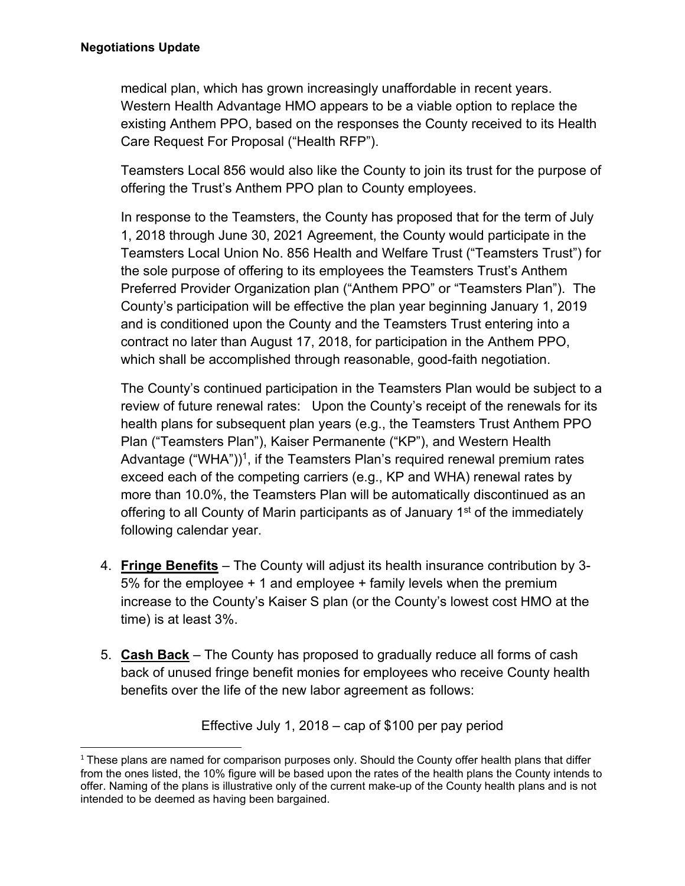medical plan, which has grown increasingly unaffordable in recent years. Western Health Advantage HMO appears to be a viable option to replace the existing Anthem PPO, based on the responses the County received to its Health Care Request For Proposal ("Health RFP").

Teamsters Local 856 would also like the County to join its trust for the purpose of offering the Trust's Anthem PPO plan to County employees.

In response to the Teamsters, the County has proposed that for the term of July 1, 2018 through June 30, 2021 Agreement, the County would participate in the Teamsters Local Union No. 856 Health and Welfare Trust ("Teamsters Trust") for the sole purpose of offering to its employees the Teamsters Trust's Anthem Preferred Provider Organization plan ("Anthem PPO" or "Teamsters Plan"). The County's participation will be effective the plan year beginning January 1, 2019 and is conditioned upon the County and the Teamsters Trust entering into a contract no later than August 17, 2018, for participation in the Anthem PPO, which shall be accomplished through reasonable, good-faith negotiation.

The County's continued participation in the Teamsters Plan would be subject to a review of future renewal rates: Upon the County's receipt of the renewals for its health plans for subsequent plan years (e.g., the Teamsters Trust Anthem PPO Plan ("Teamsters Plan"), Kaiser Permanente ("KP"), and Western Health Advantage ("WHA"))[1], if the Teamsters Plan's required renewal premium rates exceed each of the competing carriers (e.g., KP and WHA) renewal rates by more than 10.0%, the Teamsters Plan will be automatically discontinued as an offering to all County of Marin participants as of January 1st of the immediately following calendar year.

4. **Fringe Benefits** – The County will adjust its health insurance contribution by 3-5% for the employee + 1 and employee + family levels when the premium increase to the County's Kaiser S plan (or the County's lowest cost HMO at the time) is at least 3%.

5. **Cash Back** – The County has proposed to gradually reduce all forms of cash back of unused fringe benefit monies for employees who receive County health benefits over the life of the new labor agreement as follows:

Effective July 1, 2018 – cap of $100 per pay period

[1] These plans are named for comparison purposes only. Should the County offer health plans that differ from the ones listed, the 10% figure will be based upon the rates of the health plans the County intends to offer. Naming of the plans is illustrative only of the current make-up of the County health plans and is not intended to be deemed as having been bargained.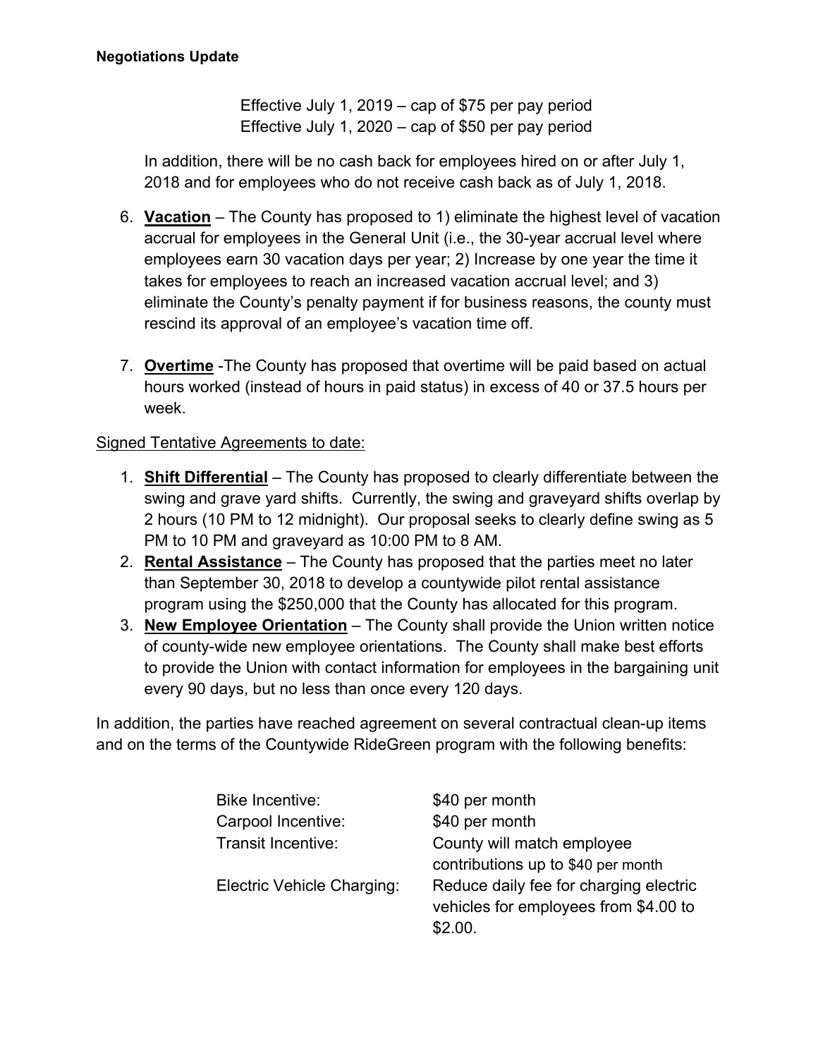Effective July 1, 2019 – cap of $75 per pay period
Effective July 1, 2020 – cap of $50 per pay period

In addition, there will be no cash back for employees hired on or after July 1, 2018 and for employees who do not receive cash back as of July 1, 2018.

6. **Vacation** – The County has proposed to 1) eliminate the highest level of vacation accrual for employees in the General Unit (i.e., the 30-year accrual level where employees earn 30 vacation days per year; 2) Increase by one year the time it takes for employees to reach an increased vacation accrual level; and 3) eliminate the County's penalty payment if for business reasons, the county must rescind its approval of an employee's vacation time off.

7. **Overtime** -The County has proposed that overtime will be paid based on actual hours worked (instead of hours in paid status) in excess of 40 or 37.5 hours per week.

Signed Tentative Agreements to date:

1. **Shift Differential** – The County has proposed to clearly differentiate between the swing and grave yard shifts. Currently, the swing and graveyard shifts overlap by 2 hours (10 PM to 12 midnight). Our proposal seeks to clearly define swing as 5 PM to 10 PM and graveyard as 10:00 PM to 8 AM.
2. **Rental Assistance** – The County has proposed that the parties meet no later than September 30, 2018 to develop a countywide pilot rental assistance program using the $250,000 that the County has allocated for this program.
3. **New Employee Orientation** – The County shall provide the Union written notice of county-wide new employee orientations. The County shall make best efforts to provide the Union with contact information for employees in the bargaining unit every 90 days, but no less than once every 120 days.

In addition, the parties have reached agreement on several contractual clean-up items and on the terms of the Countywide RideGreen program with the following benefits:

| | |
|---|---|
| Bike Incentive: | $40 per month |
| Carpool Incentive: | $40 per month |
| Transit Incentive: | County will match employee contributions up to $40 per month |
| Electric Vehicle Charging: | Reduce daily fee for charging electric vehicles for employees from $4.00 to $2.00. |